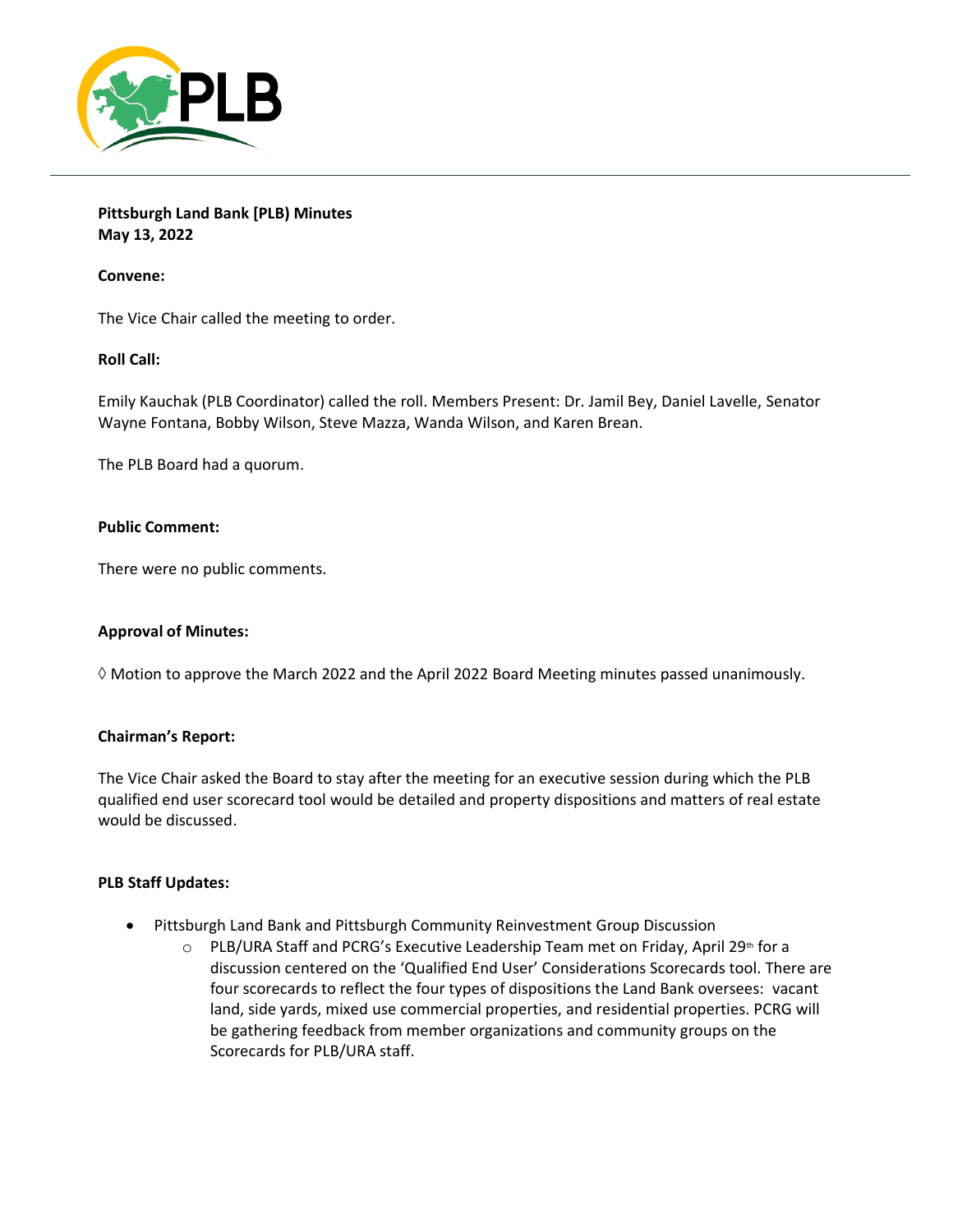**Pittsburgh Land Bank [PLB] Minutes**
**May 13, 2022**

**Convene:**

The Vice Chair called the meeting to order.

**Roll Call:**

Emily Kauchak (PLB Coordinator) called the roll. Members Present: Dr. Jamil Bey, Daniel Lavelle, Senator Wayne Fontana, Bobby Wilson, Steve Mazza, Wanda Wilson, and Karen Brean.

The PLB Board had a quorum.

**Public Comment:**

There were no public comments.

**Approval of Minutes:**

◊ Motion to approve the March 2022 and the April 2022 Board Meeting minutes passed unanimously.

**Chairman's Report:**

The Vice Chair asked the Board to stay after the meeting for an executive session during which the PLB qualified end user scorecard tool would be detailed and property dispositions and matters of real estate would be discussed.

**PLB Staff Updates:**

- Pittsburgh Land Bank and Pittsburgh Community Reinvestment Group Discussion
  - PLB/URA Staff and PCRG's Executive Leadership Team met on Friday, April 29th for a discussion centered on the 'Qualified End User' Considerations Scorecards tool. There are four scorecards to reflect the four types of dispositions the Land Bank oversees: vacant land, side yards, mixed use commercial properties, and residential properties. PCRG will be gathering feedback from member organizations and community groups on the Scorecards for PLB/URA staff.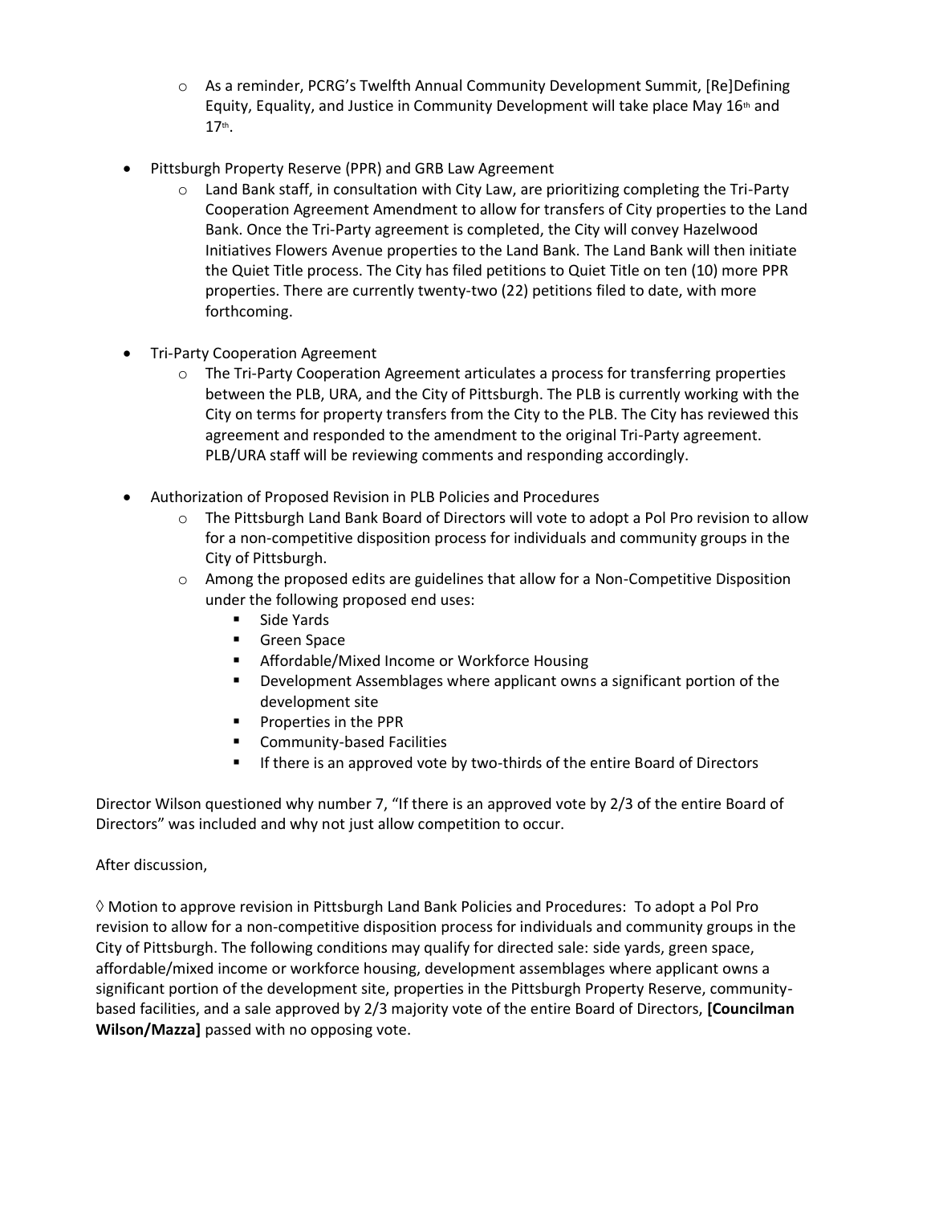- As a reminder, PCRG's Twelfth Annual Community Development Summit, [Re]Defining Equity, Equality, and Justice in Community Development will take place May 16th and 17th.

- Pittsburgh Property Reserve (PPR) and GRB Law Agreement
  - Land Bank staff, in consultation with City Law, are prioritizing completing the Tri-Party Cooperation Agreement Amendment to allow for transfers of City properties to the Land Bank. Once the Tri-Party agreement is completed, the City will convey Hazelwood Initiatives Flowers Avenue properties to the Land Bank. The Land Bank will then initiate the Quiet Title process. The City has filed petitions to Quiet Title on ten (10) more PPR properties. There are currently twenty-two (22) petitions filed to date, with more forthcoming.

- Tri-Party Cooperation Agreement
  - The Tri-Party Cooperation Agreement articulates a process for transferring properties between the PLB, URA, and the City of Pittsburgh. The PLB is currently working with the City on terms for property transfers from the City to the PLB. The City has reviewed this agreement and responded to the amendment to the original Tri-Party agreement. PLB/URA staff will be reviewing comments and responding accordingly.

- Authorization of Proposed Revision in PLB Policies and Procedures
  - The Pittsburgh Land Bank Board of Directors will vote to adopt a Pol Pro revision to allow for a non-competitive disposition process for individuals and community groups in the City of Pittsburgh.
  - Among the proposed edits are guidelines that allow for a Non-Competitive Disposition under the following proposed end uses:
    - Side Yards
    - Green Space
    - Affordable/Mixed Income or Workforce Housing
    - Development Assemblages where applicant owns a significant portion of the development site
    - Properties in the PPR
    - Community-based Facilities
    - If there is an approved vote by two-thirds of the entire Board of Directors

Director Wilson questioned why number 7, "If there is an approved vote by 2/3 of the entire Board of Directors" was included and why not just allow competition to occur.

After discussion,

◊ Motion to approve revision in Pittsburgh Land Bank Policies and Procedures: To adopt a Pol Pro revision to allow for a non-competitive disposition process for individuals and community groups in the City of Pittsburgh. The following conditions may qualify for directed sale: side yards, green space, affordable/mixed income or workforce housing, development assemblages where applicant owns a significant portion of the development site, properties in the Pittsburgh Property Reserve, community-based facilities, and a sale approved by 2/3 majority vote of the entire Board of Directors, **[Councilman Wilson/Mazza]** passed with no opposing vote.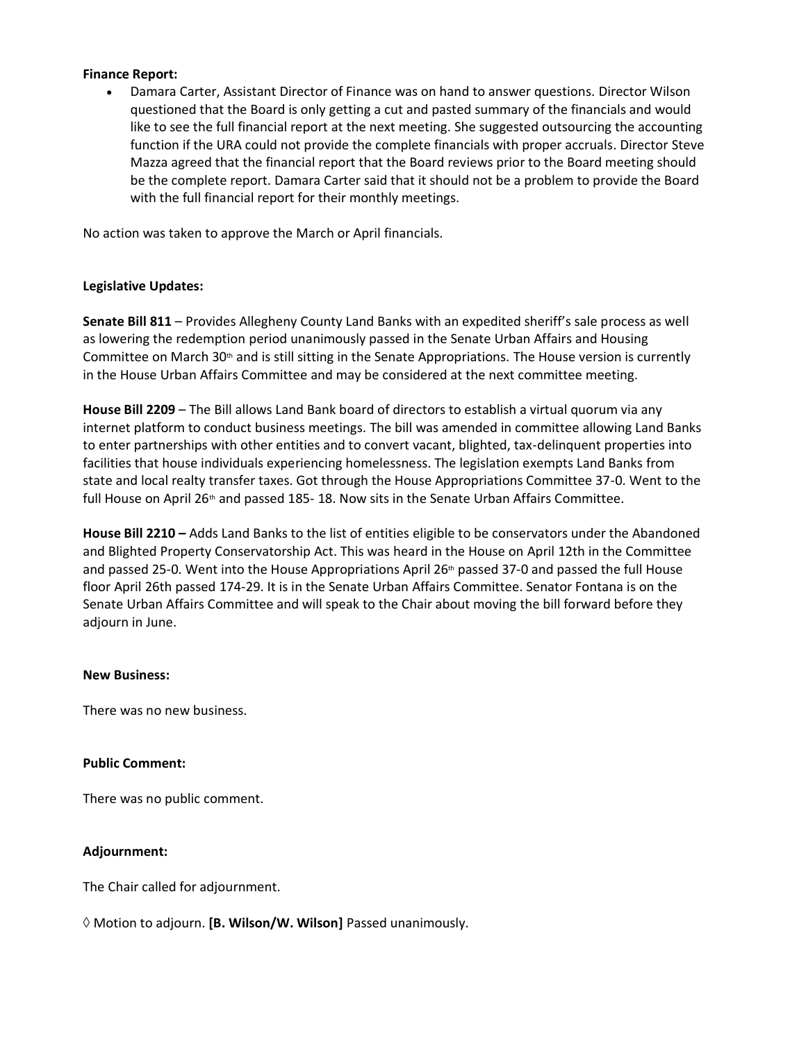**Finance Report:**

- Damara Carter, Assistant Director of Finance was on hand to answer questions. Director Wilson questioned that the Board is only getting a cut and pasted summary of the financials and would like to see the full financial report at the next meeting. She suggested outsourcing the accounting function if the URA could not provide the complete financials with proper accruals. Director Steve Mazza agreed that the financial report that the Board reviews prior to the Board meeting should be the complete report. Damara Carter said that it should not be a problem to provide the Board with the full financial report for their monthly meetings.

No action was taken to approve the March or April financials.

**Legislative Updates:**

**Senate Bill 811** – Provides Allegheny County Land Banks with an expedited sheriff's sale process as well as lowering the redemption period unanimously passed in the Senate Urban Affairs and Housing Committee on March 30th and is still sitting in the Senate Appropriations. The House version is currently in the House Urban Affairs Committee and may be considered at the next committee meeting.

**House Bill 2209** – The Bill allows Land Bank board of directors to establish a virtual quorum via any internet platform to conduct business meetings. The bill was amended in committee allowing Land Banks to enter partnerships with other entities and to convert vacant, blighted, tax-delinquent properties into facilities that house individuals experiencing homelessness. The legislation exempts Land Banks from state and local realty transfer taxes. Got through the House Appropriations Committee 37-0. Went to the full House on April 26th and passed 185- 18. Now sits in the Senate Urban Affairs Committee.

**House Bill 2210 –** Adds Land Banks to the list of entities eligible to be conservators under the Abandoned and Blighted Property Conservatorship Act. This was heard in the House on April 12th in the Committee and passed 25-0. Went into the House Appropriations April 26th passed 37-0 and passed the full House floor April 26th passed 174-29. It is in the Senate Urban Affairs Committee. Senator Fontana is on the Senate Urban Affairs Committee and will speak to the Chair about moving the bill forward before they adjourn in June.

**New Business:**

There was no new business.

**Public Comment:**

There was no public comment.

**Adjournment:**

The Chair called for adjournment.

◊ Motion to adjourn. **[B. Wilson/W. Wilson]** Passed unanimously.